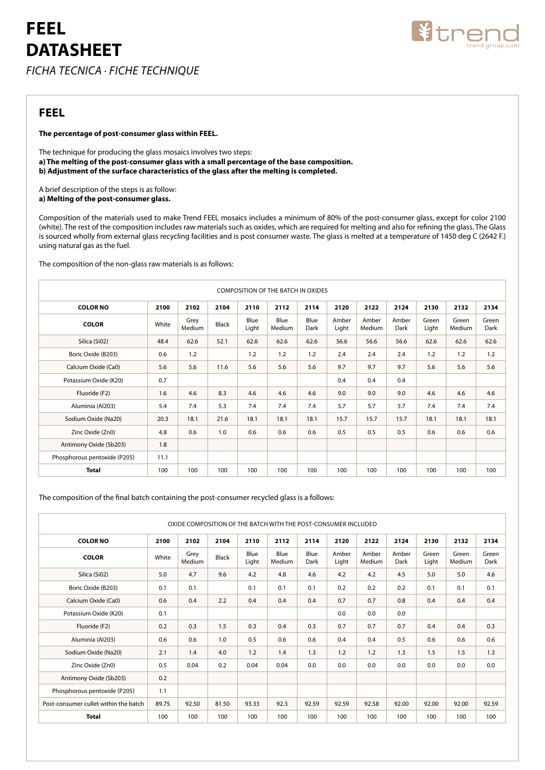# FEEL DATASHEET

*FICHA TECNICA · FICHE TECHNIQUE*

## FEEL

**The percentage of post-consumer glass within FEEL.**

The technique for producing the glass mosaics involves two steps:
**a) The melting of the post-consumer glass with a small percentage of the base composition.**
**b) Adjustment of the surface characteristics of the glass after the melting is completed.**

A brief description of the steps is as follow:
**a) Melting of the post-consumer glass.**

Composition of the materials used to make Trend FEEL mosaics includes a minimum of 80% of the post-consumer glass, except for color 2100 (white). The rest of the composition includes raw materials such as oxides, which are required for melting and also for refining the glass. The Glass is sourced wholly from external glass recycling facilities and is post consumer waste. The glass is melted at a temperature of 1450 deg C (2642 F.) using natural gas as the fuel.

The composition of the non-glass raw materials is as follows:

| COMPOSITION OF THE BATCH IN OXIDES | | | | | | | | | | | | |
|---|---|---|---|---|---|---|---|---|---|---|---|---|
| **COLOR NO** | **2100** | **2102** | **2104** | **2110** | **2112** | **2114** | **2120** | **2122** | **2124** | **2130** | **2132** | **2134** |
| **COLOR** | White | Grey Medium | Black | Blue Light | Blue Medium | Blue Dark | Amber Light | Amber Medium | Amber Dark | Green Light | Green Medium | Green Dark |
| Silica (Si02) | 48.4 | 62.6 | 52.1 | 62.6 | 62.6 | 62.6 | 56.6 | 56.6 | 56.6 | 62.6 | 62.6 | 62.6 |
| Boric Oxide (B203) | 0.6 | 1.2 | | 1.2 | 1.2 | 1.2 | 2.4 | 2.4 | 2.4 | 1.2 | 1.2 | 1.2 |
| Calcium Oxide (Ca0) | 5.6 | 5.6 | 11.6 | 5.6 | 5.6 | 5.6 | 9.7 | 9.7 | 9.7 | 5.6 | 5.6 | 5.6 |
| Potassium Oxide (K20) | 0.7 | | | | | | 0.4 | 0.4 | 0.4 | | | |
| Fluoride (F2) | 1.6 | 4.6 | 8.3 | 4.6 | 4.6 | 4.6 | 9.0 | 9.0 | 9.0 | 4.6 | 4.6 | 4.6 |
| Aluminia (Al203) | 5.4 | 7.4 | 5.3 | 7.4 | 7.4 | 7.4 | 5.7 | 5.7 | 5.7 | 7.4 | 7.4 | 7.4 |
| Sodium Oxide (Na20) | 20.3 | 18.1 | 21.6 | 18.1 | 18.1 | 18.1 | 15.7 | 15.7 | 15.7 | 18.1 | 18.1 | 18.1 |
| Zinc Oxide (Zn0) | 4.8 | 0.6 | 1.0 | 0.6 | 0.6 | 0.6 | 0.5 | 0.5 | 0.5 | 0.6 | 0.6 | 0.6 |
| Antimony Oxide (Sb203) | 1.8 | | | | | | | | | | | |
| Phosphorous pentoxide (P205) | 11.1 | | | | | | | | | | | |
| **Total** | 100 | 100 | 100 | 100 | 100 | 100 | 100 | 100 | 100 | 100 | 100 | 100 |

The composition of the final batch containing the post-consumer recycled glass is a follows:

| OXIDE COMPOSITION OF THE BATCH WITH THE POST-CONSUMER INCLUDED | | | | | | | | | | | | |
|---|---|---|---|---|---|---|---|---|---|---|---|---|
| **COLOR NO** | **2100** | **2102** | **2104** | **2110** | **2112** | **2114** | **2120** | **2122** | **2124** | **2130** | **2132** | **2134** |
| **COLOR** | White | Grey Medium | Black | Blue Light | Blue Medium | Blue Dark | Amber Light | Amber Medium | Amber Dark | Green Light | Green Medium | Green Dark |
| Silica (Si02) | 5.0 | 4.7 | 9.6 | 4.2 | 4.8 | 4.6 | 4.2 | 4.2 | 4.5 | 5.0 | 5.0 | 4.6 |
| Boric Oxide (B203) | 0.1 | 0.1 | | 0.1 | 0.1 | 0.1 | 0.2 | 0.2 | 0.2 | 0.1 | 0.1 | 0.1 |
| Calcium Oxide (Ca0) | 0.6 | 0.4 | 2.2 | 0.4 | 0.4 | 0.4 | 0.7 | 0.7 | 0.8 | 0.4 | 0.4 | 0.4 |
| Potassium Oxide (K20) | 0.1 | | | | | | 0.0 | 0.0 | 0.0 | | | |
| Fluoride (F2) | 0.2 | 0.3 | 1.5 | 0.3 | 0.4 | 0.3 | 0.7 | 0.7 | 0.7 | 0.4 | 0.4 | 0.3 |
| Aluminia (Al203) | 0.6 | 0.6 | 1.0 | 0.5 | 0.6 | 0.6 | 0.4 | 0.4 | 0.5 | 0.6 | 0.6 | 0.6 |
| Sodium Oxide (Na20) | 2.1 | 1.4 | 4.0 | 1.2 | 1.4 | 1.3 | 1.2 | 1.2 | 1.3 | 1.5 | 1.5 | 1.3 |
| Zinc Oxide (Zn0) | 0.5 | 0.04 | 0.2 | 0.04 | 0.04 | 0.0 | 0.0 | 0.0 | 0.0 | 0.0 | 0.0 | 0.0 |
| Antimony Oxide (Sb203) | 0.2 | | | | | | | | | | | |
| Phosphorous pentoxide (P205) | 1.1 | | | | | | | | | | | |
| Post-consumer cullet within the batch | 89.75 | 92.50 | 81.50 | 93.33 | 92.3 | 92.59 | 92.59 | 92.58 | 92.00 | 92.00 | 92.00 | 92.59 |
| **Total** | 100 | 100 | 100 | 100 | 100 | 100 | 100 | 100 | 100 | 100 | 100 | 100 |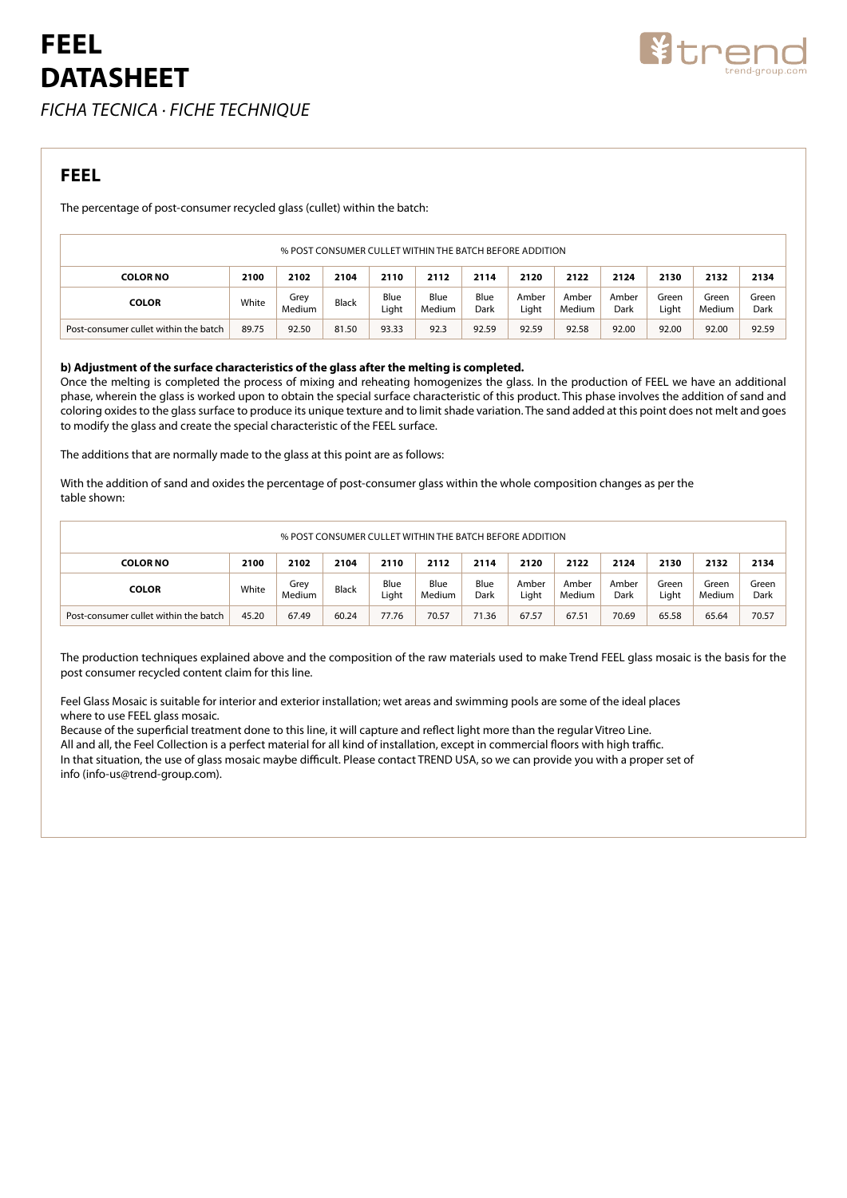# FEEL DATASHEET

*FICHA TECNICA · FICHE TECHNIQUE*

## FEEL

The percentage of post-consumer recycled glass (cullet) within the batch:

| % POST CONSUMER CULLET WITHIN THE BATCH BEFORE ADDITION | | | | | | | | | | | | |
|---|---|---|---|---|---|---|---|---|---|---|---|---|
| **COLOR NO** | **2100** | **2102** | **2104** | **2110** | **2112** | **2114** | **2120** | **2122** | **2124** | **2130** | **2132** | **2134** |
| **COLOR** | White | Grey Medium | Black | Blue Light | Blue Medium | Blue Dark | Amber Light | Amber Medium | Amber Dark | Green Light | Green Medium | Green Dark |
| Post-consumer cullet within the batch | 89.75 | 92.50 | 81.50 | 93.33 | 92.3 | 92.59 | 92.59 | 92.58 | 92.00 | 92.00 | 92.00 | 92.59 |

**b) Adjustment of the surface characteristics of the glass after the melting is completed.**
Once the melting is completed the process of mixing and reheating homogenizes the glass. In the production of FEEL we have an additional phase, wherein the glass is worked upon to obtain the special surface characteristic of this product. This phase involves the addition of sand and coloring oxides to the glass surface to produce its unique texture and to limit shade variation. The sand added at this point does not melt and goes to modify the glass and create the special characteristic of the FEEL surface.

The additions that are normally made to the glass at this point are as follows:

With the addition of sand and oxides the percentage of post-consumer glass within the whole composition changes as per the table shown:

| % POST CONSUMER CULLET WITHIN THE BATCH BEFORE ADDITION | | | | | | | | | | | | |
|---|---|---|---|---|---|---|---|---|---|---|---|---|
| **COLOR NO** | **2100** | **2102** | **2104** | **2110** | **2112** | **2114** | **2120** | **2122** | **2124** | **2130** | **2132** | **2134** |
| **COLOR** | White | Grey Medium | Black | Blue Light | Blue Medium | Blue Dark | Amber Light | Amber Medium | Amber Dark | Green Light | Green Medium | Green Dark |
| Post-consumer cullet within the batch | 45.20 | 67.49 | 60.24 | 77.76 | 70.57 | 71.36 | 67.57 | 67.51 | 70.69 | 65.58 | 65.64 | 70.57 |

The production techniques explained above and the composition of the raw materials used to make Trend FEEL glass mosaic is the basis for the post consumer recycled content claim for this line.

Feel Glass Mosaic is suitable for interior and exterior installation; wet areas and swimming pools are some of the ideal places where to use FEEL glass mosaic.
Because of the superficial treatment done to this line, it will capture and reflect light more than the regular Vitreo Line.
All and all, the Feel Collection is a perfect material for all kind of installation, except in commercial floors with high traffic.
In that situation, the use of glass mosaic maybe difficult. Please contact TREND USA, so we can provide you with a proper set of info (info-us@trend-group.com).